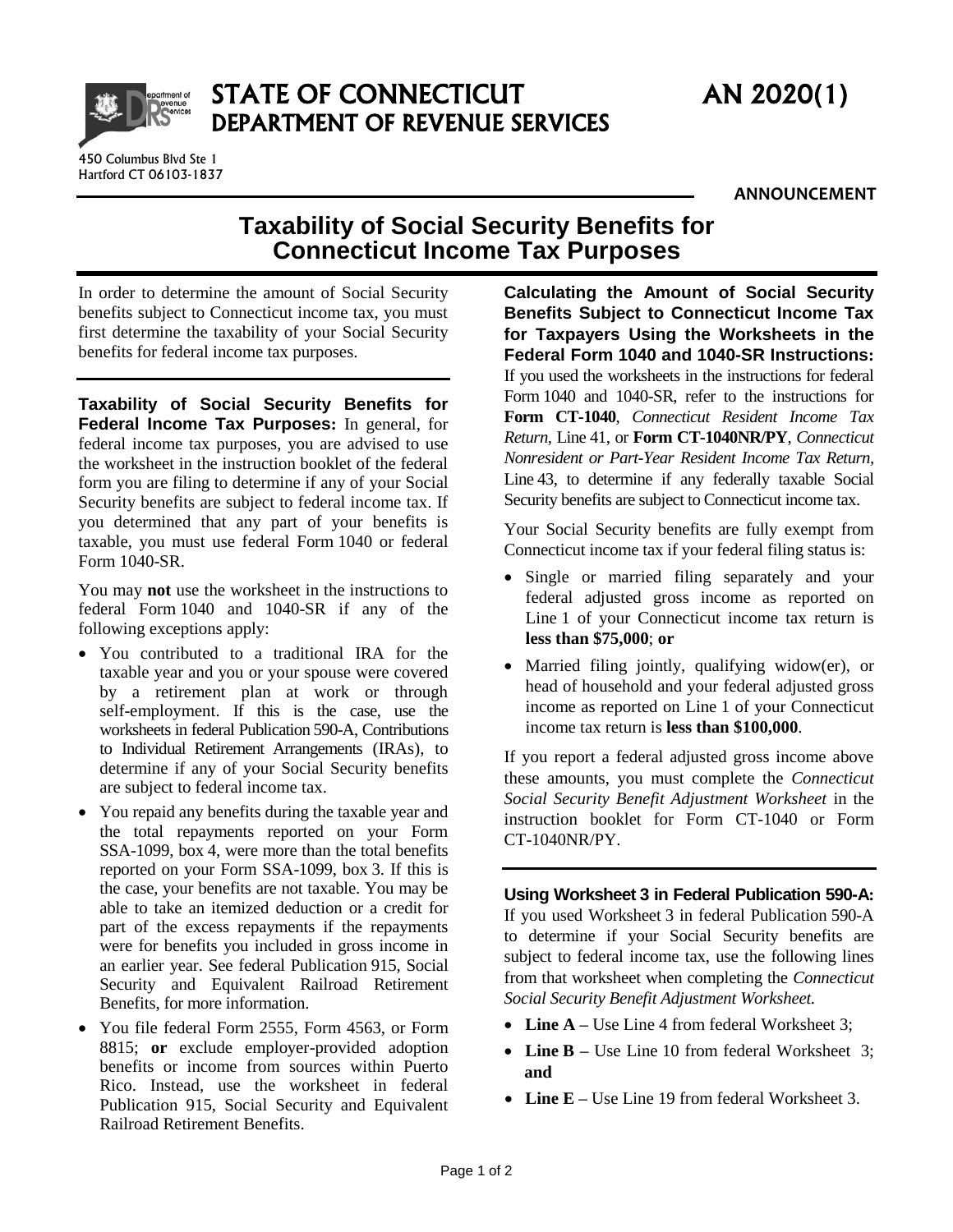# STATE OF CONNECTICUT DEPARTMENT OF REVENUE SERVICES

450 Columbus Blvd Ste 1
Hartford CT 06103-1837

**AN 2020(1)**

**ANNOUNCEMENT**

## Taxability of Social Security Benefits for Connecticut Income Tax Purposes

In order to determine the amount of Social Security benefits subject to Connecticut income tax, you must first determine the taxability of your Social Security benefits for federal income tax purposes.

**Taxability of Social Security Benefits for Federal Income Tax Purposes:** In general, for federal income tax purposes, you are advised to use the worksheet in the instruction booklet of the federal form you are filing to determine if any of your Social Security benefits are subject to federal income tax. If you determined that any part of your benefits is taxable, you must use federal Form 1040 or federal Form 1040-SR.

You may **not** use the worksheet in the instructions to federal Form 1040 and 1040-SR if any of the following exceptions apply:

- You contributed to a traditional IRA for the taxable year and you or your spouse were covered by a retirement plan at work or through self-employment. If this is the case, use the worksheets in federal Publication 590-A, Contributions to Individual Retirement Arrangements (IRAs), to determine if any of your Social Security benefits are subject to federal income tax.
- You repaid any benefits during the taxable year and the total repayments reported on your Form SSA-1099, box 4, were more than the total benefits reported on your Form SSA-1099, box 3. If this is the case, your benefits are not taxable. You may be able to take an itemized deduction or a credit for part of the excess repayments if the repayments were for benefits you included in gross income in an earlier year. See federal Publication 915, Social Security and Equivalent Railroad Retirement Benefits, for more information.
- You file federal Form 2555, Form 4563, or Form 8815; **or** exclude employer-provided adoption benefits or income from sources within Puerto Rico. Instead, use the worksheet in federal Publication 915, Social Security and Equivalent Railroad Retirement Benefits.

**Calculating the Amount of Social Security Benefits Subject to Connecticut Income Tax for Taxpayers Using the Worksheets in the Federal Form 1040 and 1040-SR Instructions:** If you used the worksheets in the instructions for federal Form 1040 and 1040-SR, refer to the instructions for **Form CT-1040**, *Connecticut Resident Income Tax Return,* Line 41, or **Form CT-1040NR/PY**, *Connecticut Nonresident or Part-Year Resident Income Tax Return,* Line 43, to determine if any federally taxable Social Security benefits are subject to Connecticut income tax.

Your Social Security benefits are fully exempt from Connecticut income tax if your federal filing status is:

- Single or married filing separately and your federal adjusted gross income as reported on Line 1 of your Connecticut income tax return is **less than $75,000**; **or**
- Married filing jointly, qualifying widow(er), or head of household and your federal adjusted gross income as reported on Line 1 of your Connecticut income tax return is **less than $100,000**.

If you report a federal adjusted gross income above these amounts, you must complete the *Connecticut Social Security Benefit Adjustment Worksheet* in the instruction booklet for Form CT-1040 or Form CT-1040NR/PY.

**Using Worksheet 3 in Federal Publication 590-A:** If you used Worksheet 3 in federal Publication 590-A to determine if your Social Security benefits are subject to federal income tax, use the following lines from that worksheet when completing the *Connecticut Social Security Benefit Adjustment Worksheet.*

- **Line A –** Use Line 4 from federal Worksheet 3;
- **Line B –** Use Line 10 from federal Worksheet 3; **and**
- **Line E –** Use Line 19 from federal Worksheet 3.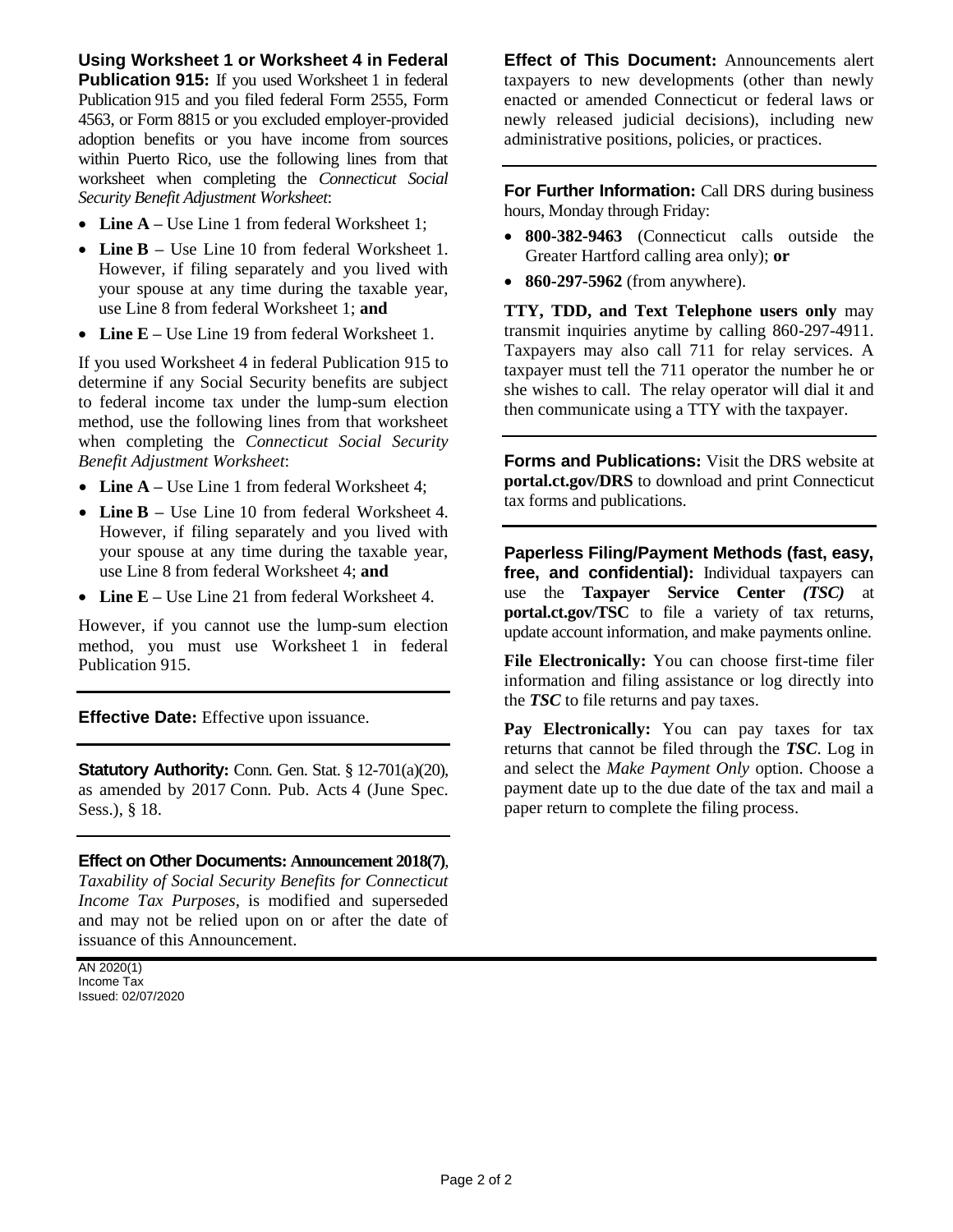**Using Worksheet 1 or Worksheet 4 in Federal Publication 915:** If you used Worksheet 1 in federal Publication 915 and you filed federal Form 2555, Form 4563, or Form 8815 or you excluded employer-provided adoption benefits or you have income from sources within Puerto Rico, use the following lines from that worksheet when completing the *Connecticut Social Security Benefit Adjustment Worksheet*:

- **Line A –** Use Line 1 from federal Worksheet 1;
- **Line B –** Use Line 10 from federal Worksheet 1. However, if filing separately and you lived with your spouse at any time during the taxable year, use Line 8 from federal Worksheet 1; **and**
- **Line E –** Use Line 19 from federal Worksheet 1.

If you used Worksheet 4 in federal Publication 915 to determine if any Social Security benefits are subject to federal income tax under the lump-sum election method, use the following lines from that worksheet when completing the *Connecticut Social Security Benefit Adjustment Worksheet*:

- **Line A –** Use Line 1 from federal Worksheet 4;
- **Line B –** Use Line 10 from federal Worksheet 4. However, if filing separately and you lived with your spouse at any time during the taxable year, use Line 8 from federal Worksheet 4; **and**
- **Line E –** Use Line 21 from federal Worksheet 4.

However, if you cannot use the lump-sum election method, you must use Worksheet 1 in federal Publication 915.

**Effective Date:** Effective upon issuance.

**Statutory Authority:** Conn. Gen. Stat. § 12-701(a)(20), as amended by 2017 Conn. Pub. Acts 4 (June Spec. Sess.), § 18.

**Effect on Other Documents: Announcement 2018(7)**, *Taxability of Social Security Benefits for Connecticut Income Tax Purposes*, is modified and superseded and may not be relied upon on or after the date of issuance of this Announcement.

**Effect of This Document:** Announcements alert taxpayers to new developments (other than newly enacted or amended Connecticut or federal laws or newly released judicial decisions), including new administrative positions, policies, or practices.

**For Further Information:** Call DRS during business hours, Monday through Friday:

- **800-382-9463** (Connecticut calls outside the Greater Hartford calling area only); **or**
- **860-297-5962** (from anywhere).

**TTY, TDD, and Text Telephone users only** may transmit inquiries anytime by calling 860-297-4911. Taxpayers may also call 711 for relay services. A taxpayer must tell the 711 operator the number he or she wishes to call. The relay operator will dial it and then communicate using a TTY with the taxpayer.

**Forms and Publications:** Visit the DRS website at **portal.ct.gov/DRS** to download and print Connecticut tax forms and publications.

**Paperless Filing/Payment Methods (fast, easy, free, and confidential):** Individual taxpayers can use the **Taxpayer Service Center** ***(TSC)*** at **portal.ct.gov/TSC** to file a variety of tax returns, update account information, and make payments online.

**File Electronically:** You can choose first-time filer information and filing assistance or log directly into the ***TSC*** to file returns and pay taxes.

**Pay Electronically:** You can pay taxes for tax returns that cannot be filed through the ***TSC***. Log in and select the *Make Payment Only* option. Choose a payment date up to the due date of the tax and mail a paper return to complete the filing process.

AN 2020(1)
Income Tax
Issued: 02/07/2020